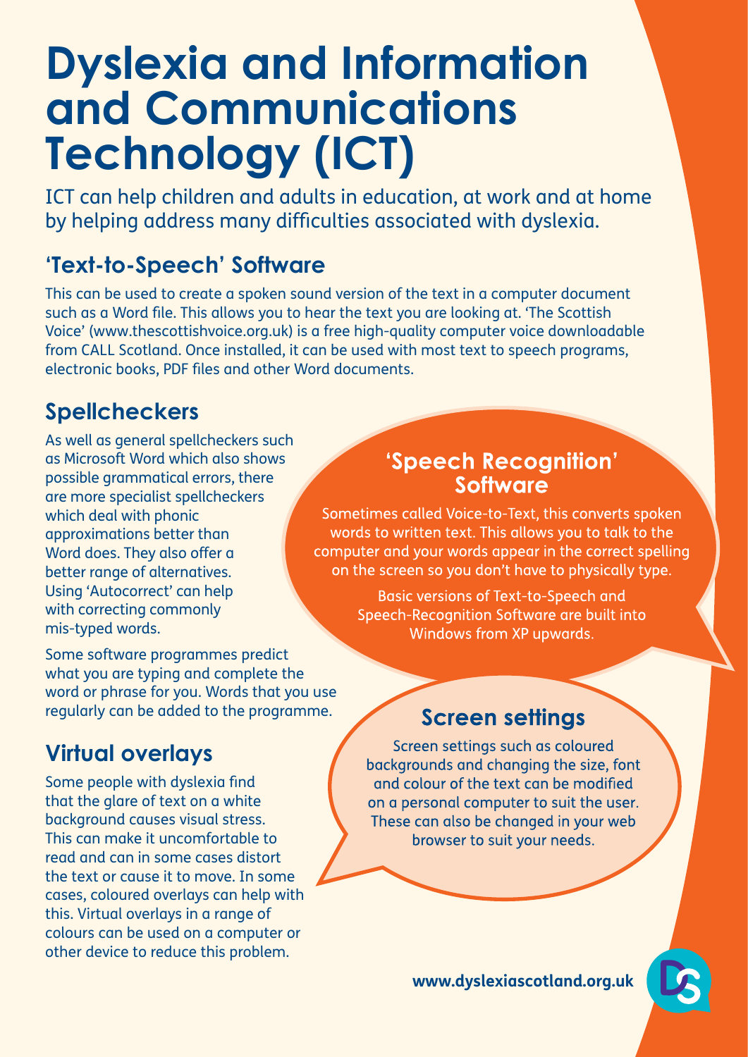# Dyslexia and Information and Communications Technology (ICT)

ICT can help children and adults in education, at work and at home by helping address many difficulties associated with dyslexia.

## 'Text-to-Speech' Software

This can be used to create a spoken sound version of the text in a computer document such as a Word file. This allows you to hear the text you are looking at. 'The Scottish Voice' (www.thescottishvoice.org.uk) is a free high-quality computer voice downloadable from CALL Scotland. Once installed, it can be used with most text to speech programs, electronic books, PDF files and other Word documents.

## Spellcheckers

As well as general spellcheckers such as Microsoft Word which also shows possible grammatical errors, there are more specialist spellcheckers which deal with phonic approximations better than Word does. They also offer a better range of alternatives. Using 'Autocorrect' can help with correcting commonly mis-typed words.

Some software programmes predict what you are typing and complete the word or phrase for you. Words that you use regularly can be added to the programme.

## Virtual overlays

Some people with dyslexia find that the glare of text on a white background causes visual stress. This can make it uncomfortable to read and can in some cases distort the text or cause it to move. In some cases, coloured overlays can help with this. Virtual overlays in a range of colours can be used on a computer or other device to reduce this problem.

## 'Speech Recognition' Software

Sometimes called Voice-to-Text, this converts spoken words to written text. This allows you to talk to the computer and your words appear in the correct spelling on the screen so you don't have to physically type.

Basic versions of Text-to-Speech and Speech-Recognition Software are built into Windows from XP upwards.

## Screen settings

Screen settings such as coloured backgrounds and changing the size, font and colour of the text can be modified on a personal computer to suit the user. These can also be changed in your web browser to suit your needs.

www.dyslexiascotland.org.uk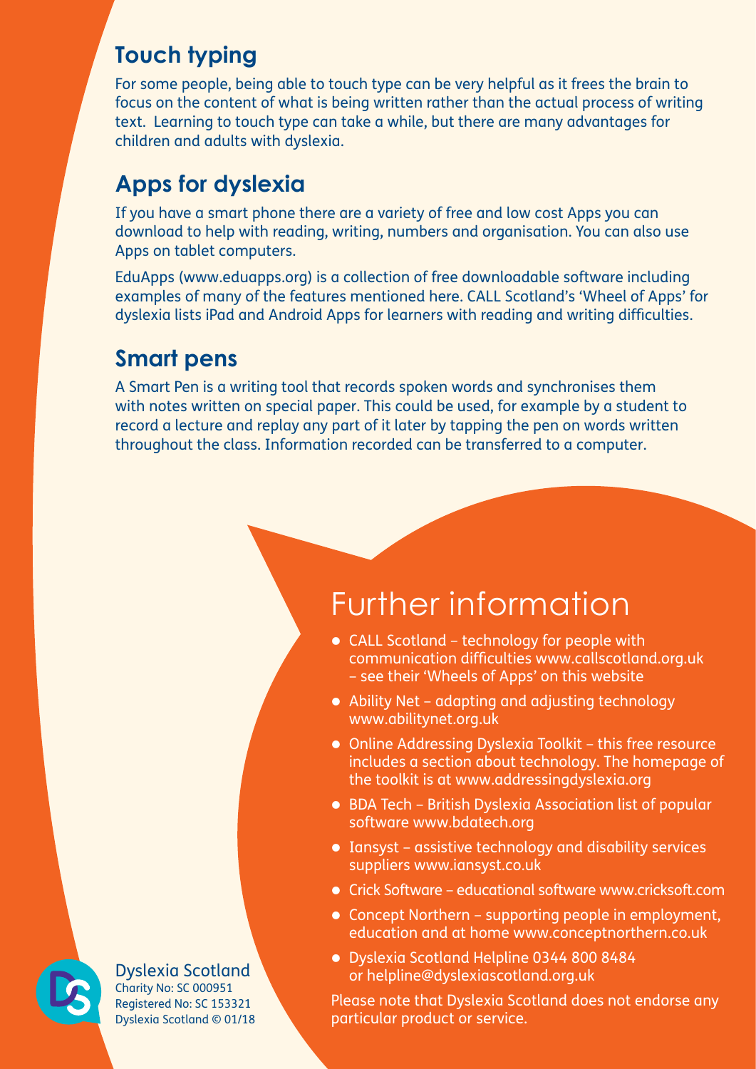## Touch typing

For some people, being able to touch type can be very helpful as it frees the brain to focus on the content of what is being written rather than the actual process of writing text. Learning to touch type can take a while, but there are many advantages for children and adults with dyslexia.

## Apps for dyslexia

If you have a smart phone there are a variety of free and low cost Apps you can download to help with reading, writing, numbers and organisation. You can also use Apps on tablet computers.

EduApps (www.eduapps.org) is a collection of free downloadable software including examples of many of the features mentioned here. CALL Scotland's 'Wheel of Apps' for dyslexia lists iPad and Android Apps for learners with reading and writing difficulties.

## Smart pens

A Smart Pen is a writing tool that records spoken words and synchronises them with notes written on special paper. This could be used, for example by a student to record a lecture and replay any part of it later by tapping the pen on words written throughout the class. Information recorded can be transferred to a computer.

# Further information

- CALL Scotland – technology for people with communication difficulties www.callscotland.org.uk – see their 'Wheels of Apps' on this website
- Ability Net – adapting and adjusting technology www.abilitynet.org.uk
- Online Addressing Dyslexia Toolkit – this free resource includes a section about technology. The homepage of the toolkit is at www.addressingdyslexia.org
- BDA Tech – British Dyslexia Association list of popular software www.bdatech.org
- Iansyst – assistive technology and disability services suppliers www.iansyst.co.uk
- Crick Software – educational software www.cricksoft.com
- Concept Northern – supporting people in employment, education and at home www.conceptnorthern.co.uk
- Dyslexia Scotland Helpline 0344 800 8484 or helpline@dyslexiascotland.org.uk

Please note that Dyslexia Scotland does not endorse any particular product or service.

Dyslexia Scotland
Charity No: SC 000951
Registered No: SC 153321
Dyslexia Scotland © 01/18